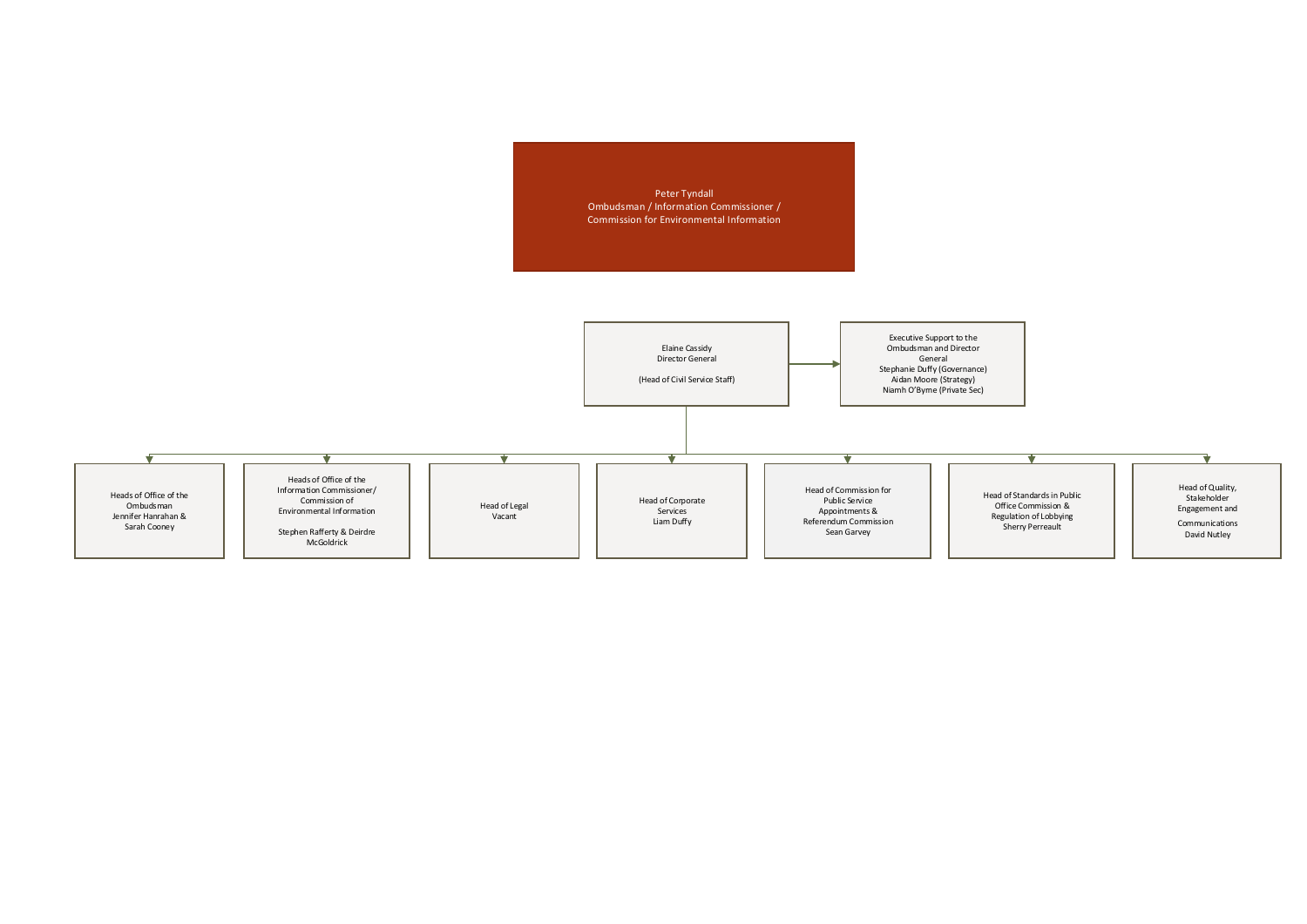**Peter Tyndall**
Ombudsman / Information Commissioner / Commission for Environmental Information

**Elaine Cassidy**
Director General

(Head of Civil Service Staff)

**Executive Support to the Ombudsman and Director General**
- Stephanie Duffy (Governance)
- Aidan Moore (Strategy)
- Niamh O'Byrne (Private Sec)

Reporting to the Director General:

- **Heads of Office of the Ombudsman**
  Jennifer Hanrahan & Sarah Cooney
- **Heads of Office of the Information Commissioner/ Commission of Environmental Information**
  Stephen Rafferty & Deirdre McGoldrick
- **Head of Legal**
  Vacant
- **Head of Corporate Services**
  Liam Duffy
- **Head of Commission for Public Service Appointments & Referendum Commission**
  Sean Garvey
- **Head of Standards in Public Office Commission & Regulation of Lobbying**
  Sherry Perreault
- **Head of Quality, Stakeholder Engagement and Communications**
  David Nutley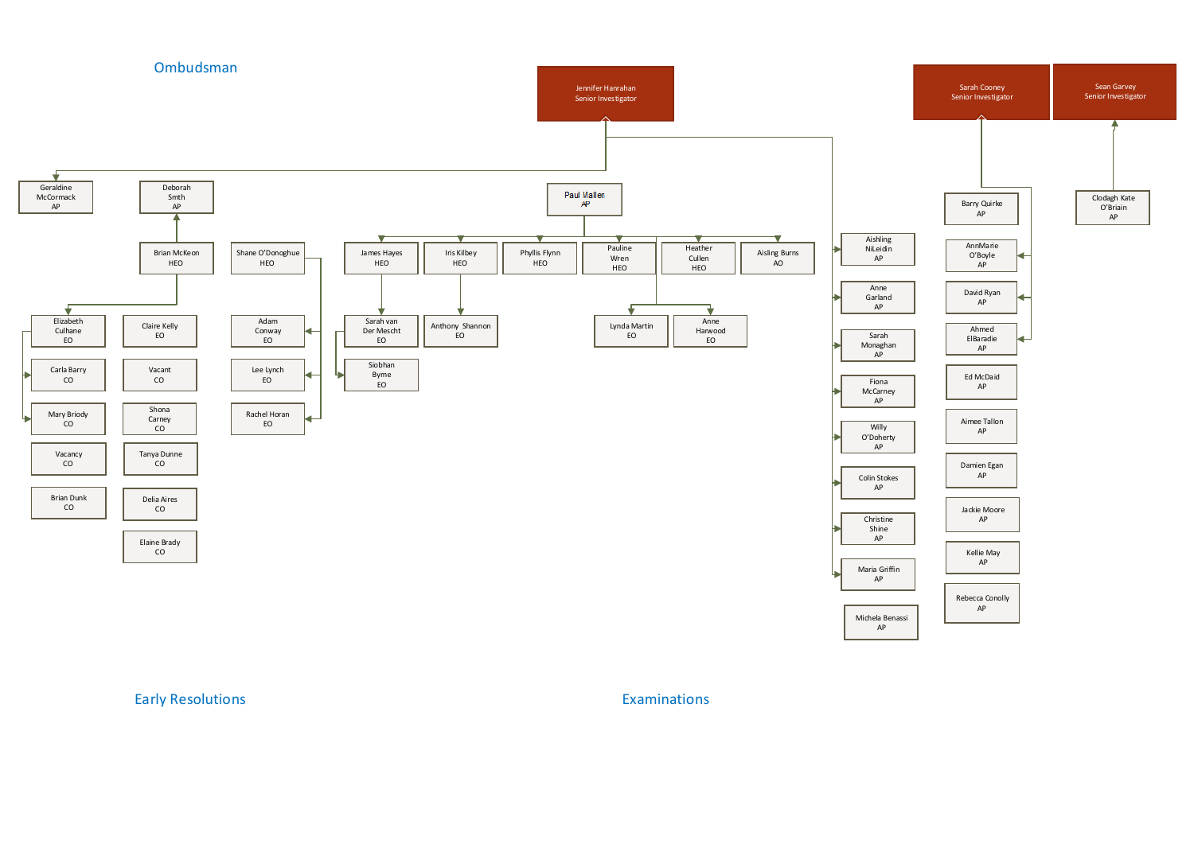## Ombudsman

**Jennifer Hanrahan**
Senior Investigator

- Geraldine McCormack – AP
- Deborah Smth – AP
  - Brian McKeon – HEO
    - Elizabeth Culhane – EO
      - Carla Barry – CO
      - Mary Briody – CO
    - Claire Kelly – EO
    - Vacant – CO
    - Shona Carney – CO
    - Tanya Dunne – CO
    - Delia Aires – CO
    - Elaine Brady – CO
    - Vacancy – CO
    - Brian Dunk – CO
- Shane O'Donoghue – HEO
  - Adam Conway – EO
  - Lee Lynch – EO
  - Rachel Horan – EO
- Paul Mallen – AP
  - James Hayes – HEO
    - Sarah van Der Mescht – EO
      - Siobhan Byrne – EO
  - Iris Kilbey – HEO
    - Anthony Shannon – EO
  - Phyllis Flynn – HEO
  - Pauline Wren – HEO
    - Lynda Martin – EO
    - Anne Harwood – EO
  - Heather Cullen – HEO
  - Aisling Burns – AO
- Aishling NiLeidin – AP
- Anne Garland – AP
- Sarah Monaghan – AP
- Fiona McCarney – AP
- Willy O'Doherty – AP
- Colin Stokes – AP
- Christine Shine – AP
- Maria Griffin – AP
- Michela Benassi – AP

**Sarah Cooney**
Senior Investigator

- Barry Quirke – AP
- AnnMarie O'Boyle – AP
- David Ryan – AP
- Ahmed ElBaradie – AP
- Ed McDaid – AP
- Aimee Tallon – AP
- Damien Egan – AP
- Jackie Moore – AP
- Kellie May – AP
- Rebecca Conolly – AP

**Sean Garvey**
Senior Investigator

- Clodagh Kate O'Briain – AP

Early Resolutions

Examinations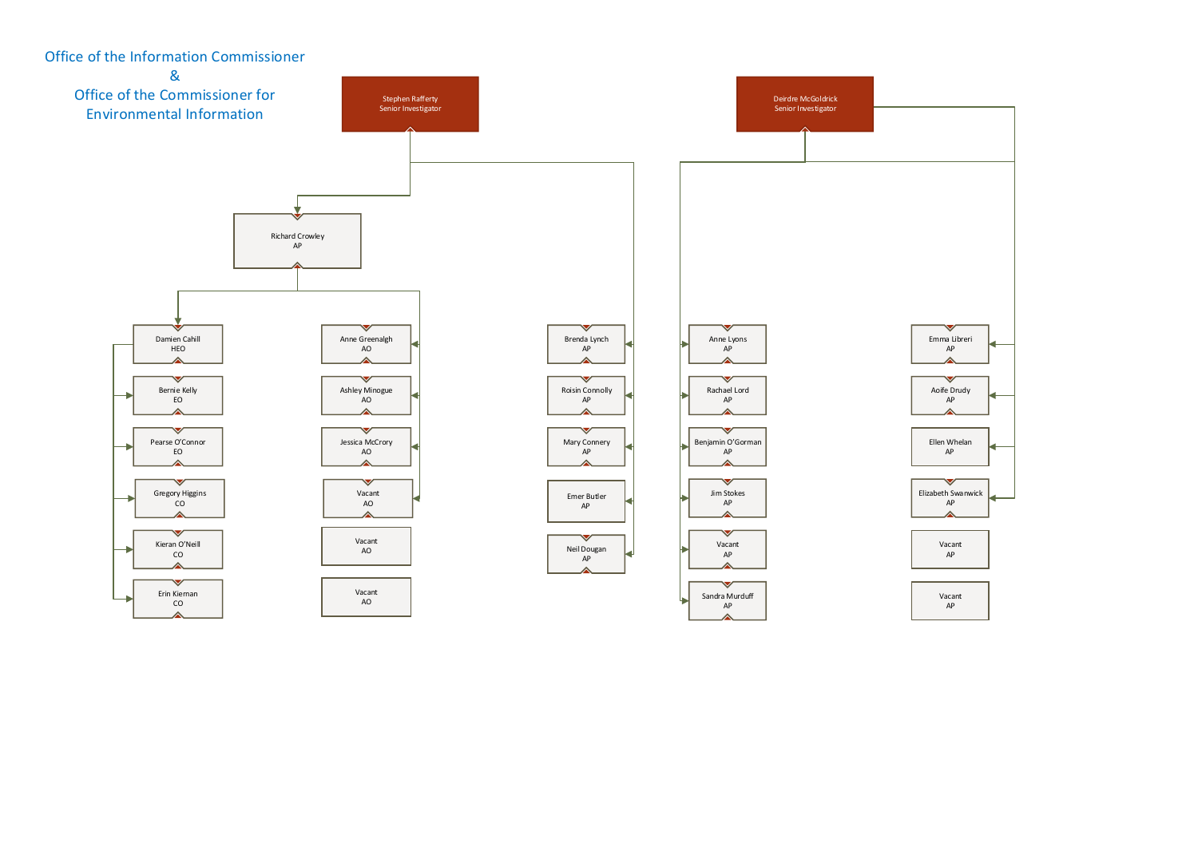Office of the Information Commissioner
&
Office of the Commissioner for Environmental Information

- **Stephen Rafferty** – Senior Investigator
  - **Richard Crowley** – AP
    - Damien Cahill – HEO
      - Bernie Kelly – EO
      - Pearse O'Connor – EO
      - Gregory Higgins – CO
      - Kieran O'Neill – CO
      - Erin Kiernan – CO
    - Anne Greenalgh – AO
    - Ashley Minogue – AO
    - Jessica McCrory – AO
    - Vacant – AO
    - Vacant – AO
    - Vacant – AO
  - Brenda Lynch – AP
  - Roisin Connolly – AP
  - Mary Connery – AP
  - Emer Butler – AP
  - Neil Dougan – AP

- **Deirdre McGoldrick** – Senior Investigator
  - Anne Lyons – AP
  - Rachael Lord – AP
  - Benjamin O'Gorman – AP
  - Jim Stokes – AP
  - Vacant – AP
  - Sandra Murduff – AP
  - Emma Libreri – AP
  - Aoife Drudy – AP
  - Ellen Whelan – AP
  - Elizabeth Swanwick – AP
  - Vacant – AP
  - Vacant – AP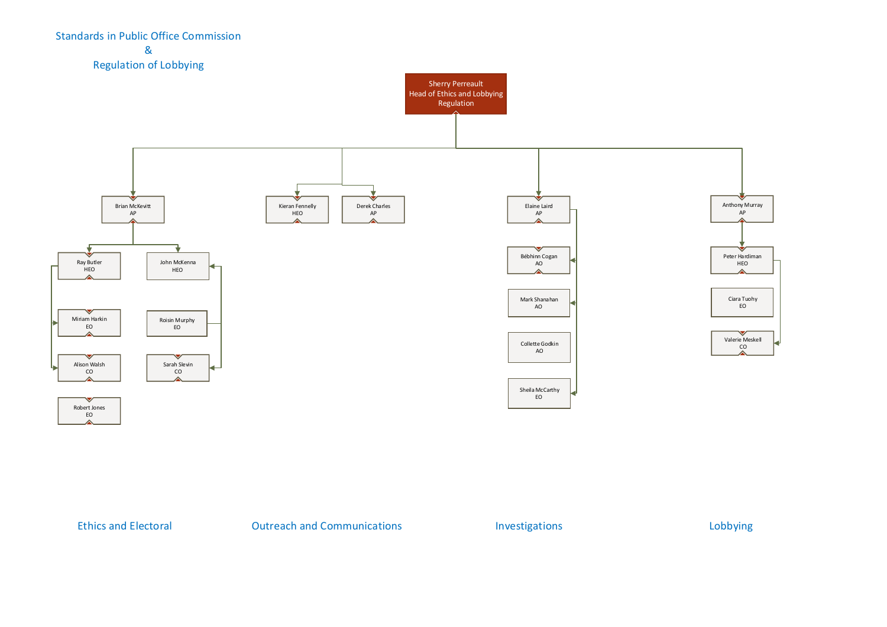# Standards in Public Office Commission & Regulation of Lobbying

**Sherry Perreault**
Head of Ethics and Lobbying Regulation

## Ethics and Electoral

- Brian McKevitt, AP
  - Ray Butler, HEO
    - Miriam Harkin, EO
    - Alison Walsh, CO
    - Robert Jones, EO
  - John McKenna, HEO
    - Roisin Murphy, EO
    - Sarah Slevin, CO

## Outreach and Communications

- Kieran Fennelly, HEO
- Derek Charles, AP

## Investigations

- Elaine Laird, AP
  - Bébhinn Cogan, AO
  - Mark Shanahan, AO
  - Collette Godkin, AO
  - Sheila McCarthy, EO

## Lobbying

- Anthony Murray, AP
  - Peter Hardiman, HEO
    - Ciara Tuohy, EO
    - Valerie Meskell, CO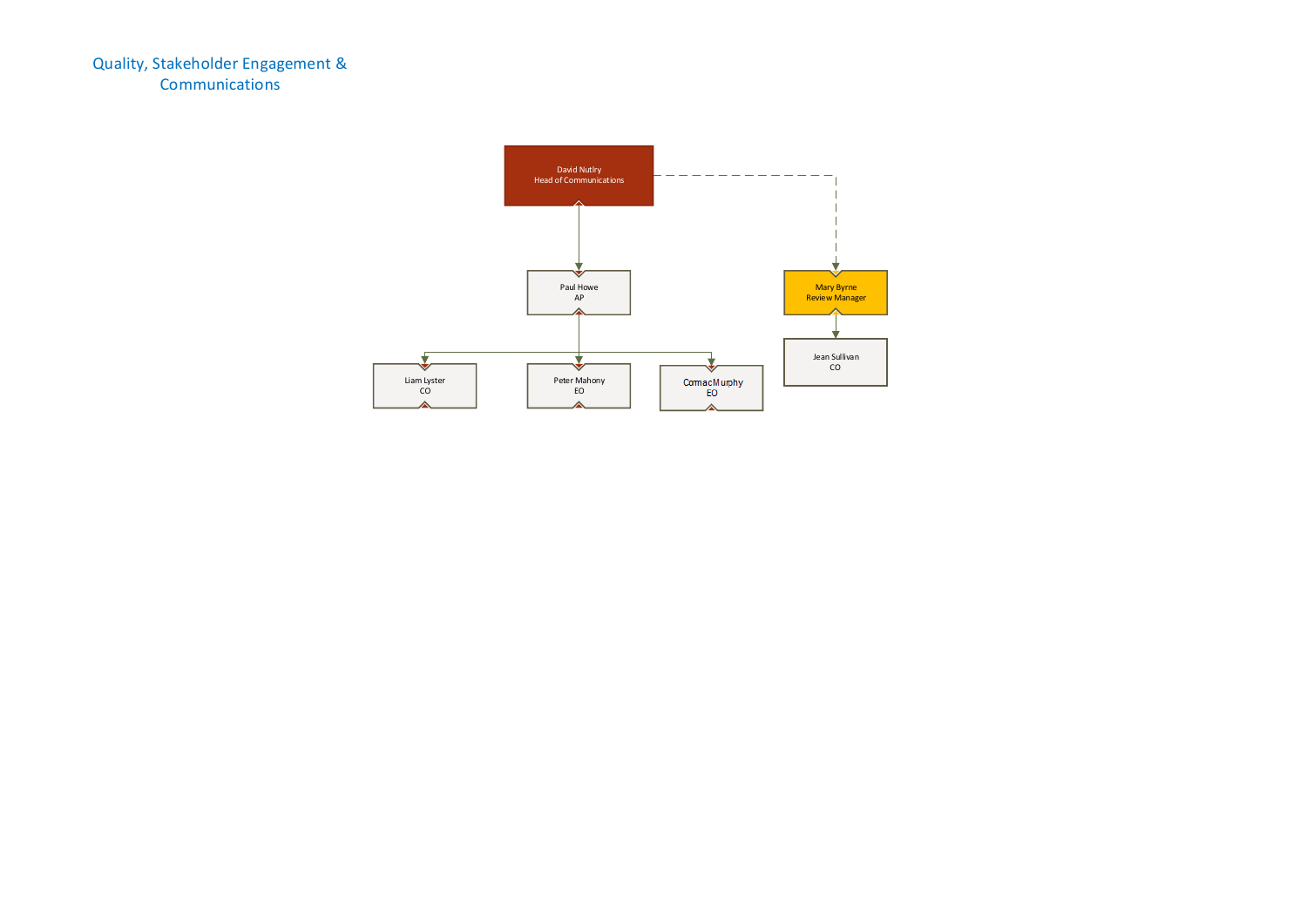# Quality, Stakeholder Engagement & Communications

- David Nutlry – Head of Communications
  - Paul Howe – AP
    - Liam Lyster – CO
    - Peter Mahony – EO
    - Cormac Murphy – EO
  - Mary Byrne – Review Manager
    - Jean Sullivan – CO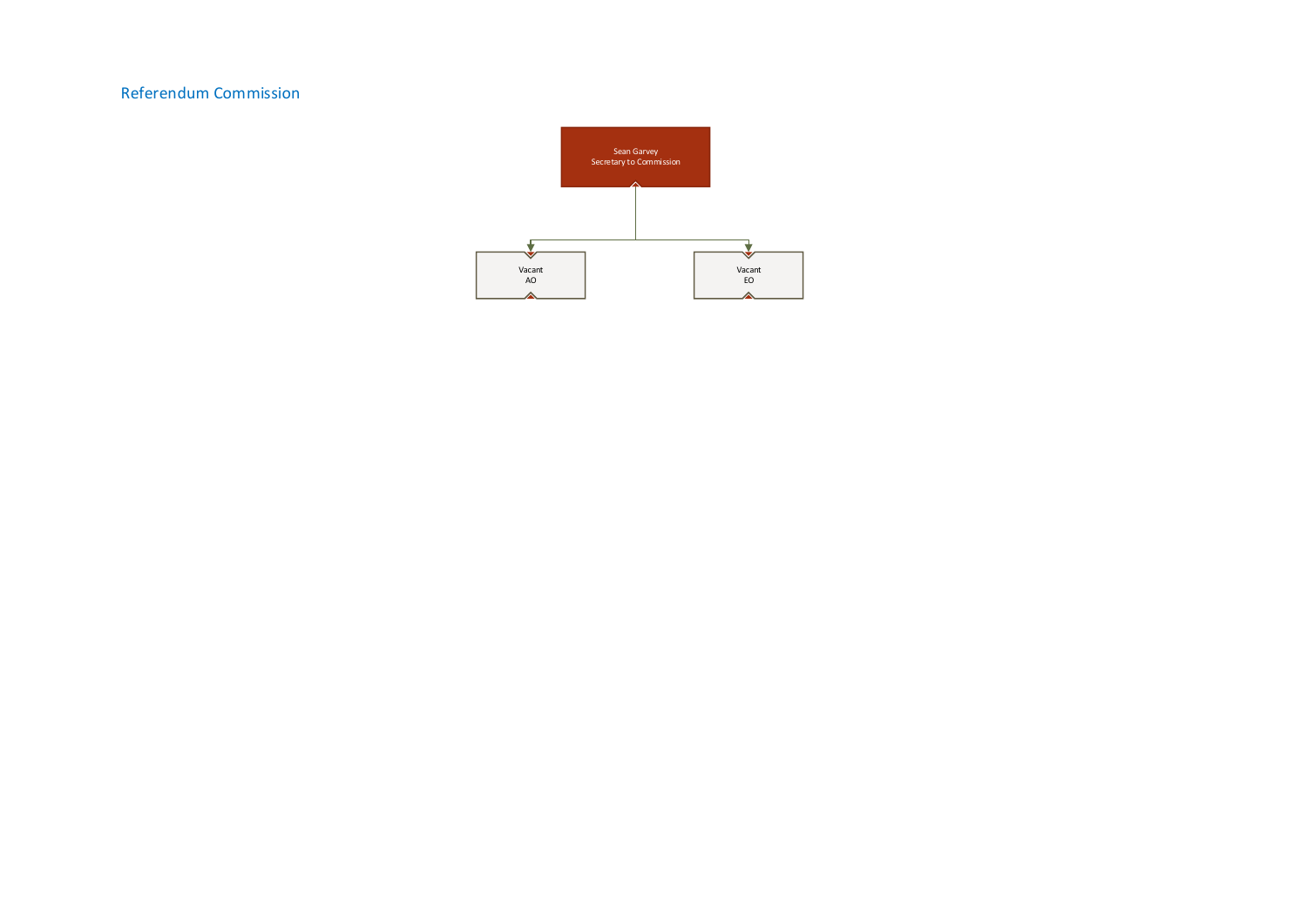## Referendum Commission

Sean Garvey
Secretary to Commission

- Vacant
  AO
- Vacant
  EO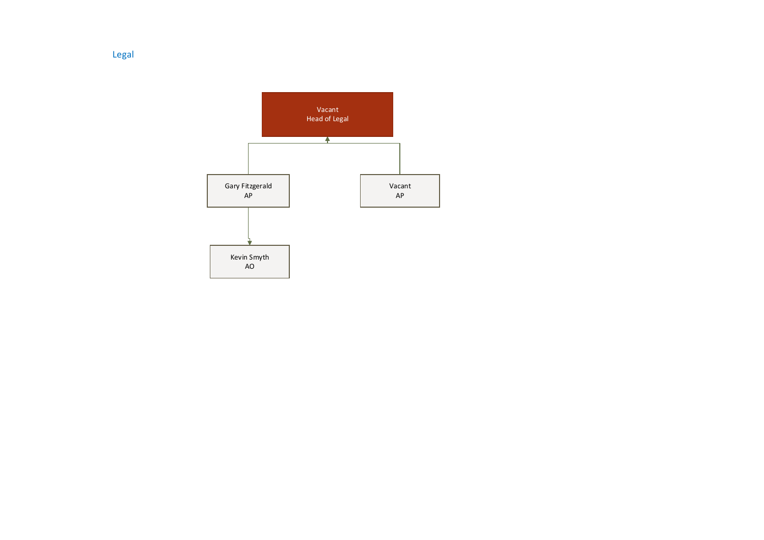## Legal

- Vacant
  Head of Legal
  - Gary Fitzgerald
    AP
    - Kevin Smyth
      AO
  - Vacant
    AP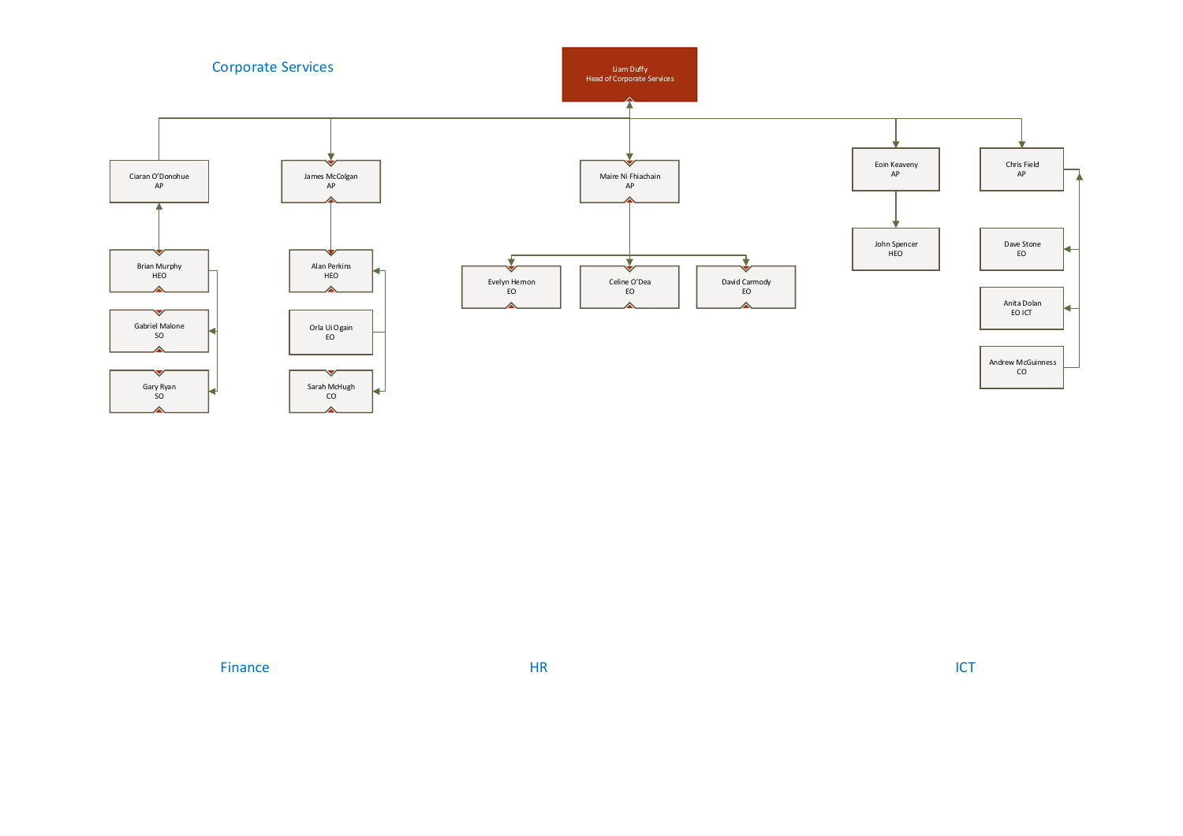## Corporate Services

**Liam Duffy**
Head of Corporate Services

### Finance

- **Ciaran O'Donohue** – AP
  - Brian Murphy – HEO
  - Gabriel Malone – SO
  - Gary Ryan – SO
- **James McColgan** – AP
  - Alan Perkins – HEO
  - Orla Ui Ogain – EO
  - Sarah McHugh – CO

### HR

- **Maire Ni Fhiachain** – AP
  - Evelyn Hernon – EO
  - Celine O'Dea – EO
  - David Carmody – EO

### ICT

- **Eoin Keaveny** – AP
  - John Spencer – HEO
- **Chris Field** – AP
  - Dave Stone – EO
  - Anita Dolan – EO ICT
  - Andrew McGuinness – CO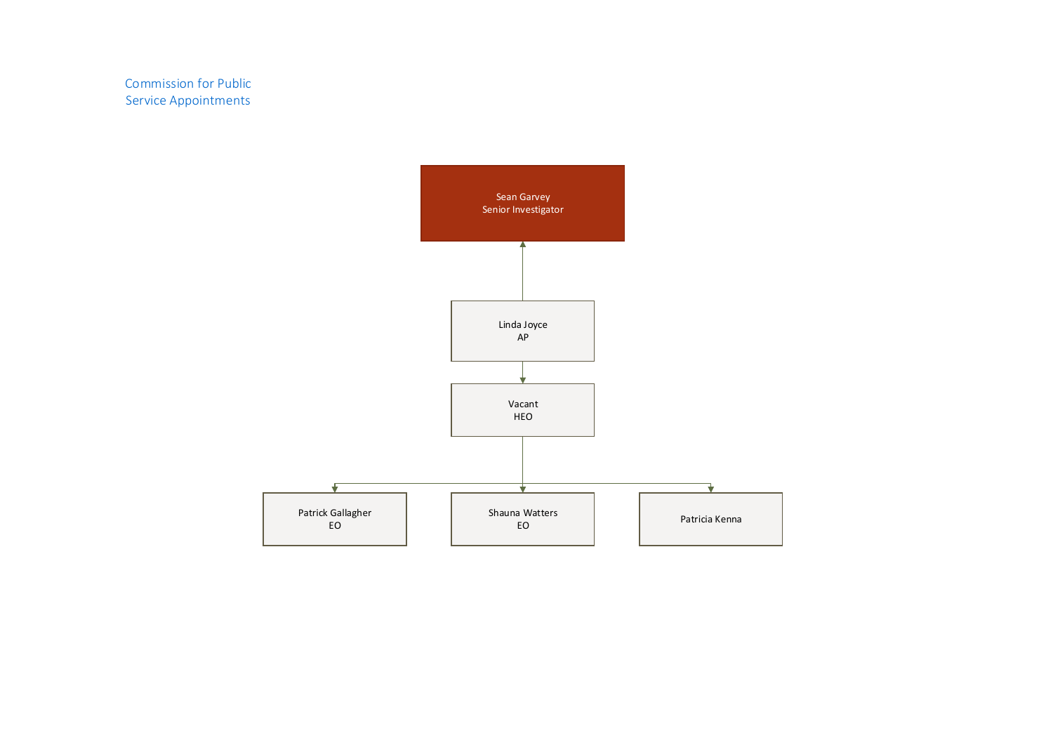Commission for Public Service Appointments

Sean Garvey
Senior Investigator

Linda Joyce
AP

Vacant
HEO

Patrick Gallagher
EO

Shauna Watters
EO

Patricia Kenna